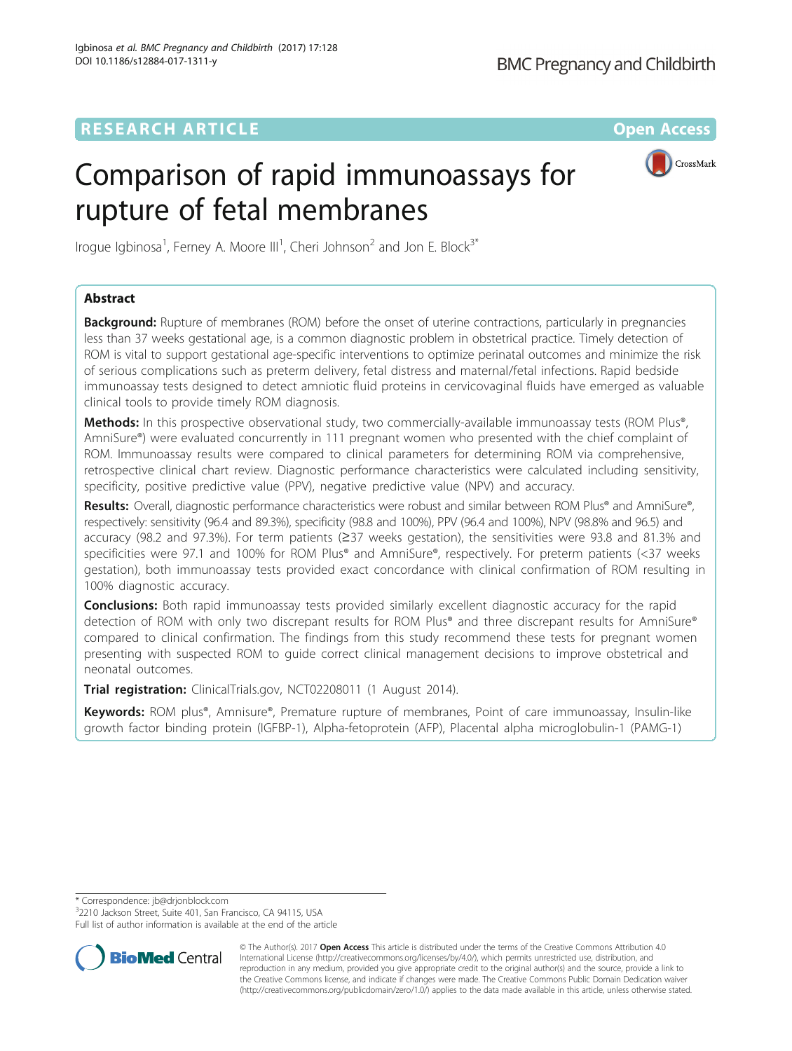# Comparison of rapid immunoassays for rupture of fetal membranes

Irogue Igbinosa[1], Ferney A. Moore III[1], Cheri Johnson[2] and Jon E. Block[3*]

## Abstract

**Background:** Rupture of membranes (ROM) before the onset of uterine contractions, particularly in pregnancies less than 37 weeks gestational age, is a common diagnostic problem in obstetrical practice. Timely detection of ROM is vital to support gestational age-specific interventions to optimize perinatal outcomes and minimize the risk of serious complications such as preterm delivery, fetal distress and maternal/fetal infections. Rapid bedside immunoassay tests designed to detect amniotic fluid proteins in cervicovaginal fluids have emerged as valuable clinical tools to provide timely ROM diagnosis.

**Methods:** In this prospective observational study, two commercially-available immunoassay tests (ROM Plus®, AmniSure®) were evaluated concurrently in 111 pregnant women who presented with the chief complaint of ROM. Immunoassay results were compared to clinical parameters for determining ROM via comprehensive, retrospective clinical chart review. Diagnostic performance characteristics were calculated including sensitivity, specificity, positive predictive value (PPV), negative predictive value (NPV) and accuracy.

**Results:** Overall, diagnostic performance characteristics were robust and similar between ROM Plus® and AmniSure®, respectively: sensitivity (96.4 and 89.3%), specificity (98.8 and 100%), PPV (96.4 and 100%), NPV (98.8% and 96.5) and accuracy (98.2 and 97.3%). For term patients (≥37 weeks gestation), the sensitivities were 93.8 and 81.3% and specificities were 97.1 and 100% for ROM Plus® and AmniSure®, respectively. For preterm patients (<37 weeks gestation), both immunoassay tests provided exact concordance with clinical confirmation of ROM resulting in 100% diagnostic accuracy.

**Conclusions:** Both rapid immunoassay tests provided similarly excellent diagnostic accuracy for the rapid detection of ROM with only two discrepant results for ROM Plus® and three discrepant results for AmniSure® compared to clinical confirmation. The findings from this study recommend these tests for pregnant women presenting with suspected ROM to guide correct clinical management decisions to improve obstetrical and neonatal outcomes.

**Trial registration:** ClinicalTrials.gov, NCT02208011 (1 August 2014).

**Keywords:** ROM plus®, Amnisure®, Premature rupture of membranes, Point of care immunoassay, Insulin-like growth factor binding protein (IGFBP-1), Alpha-fetoprotein (AFP), Placental alpha microglobulin-1 (PAMG-1)

---

\* Correspondence: jb@drjonblock.com
[3]2210 Jackson Street, Suite 401, San Francisco, CA 94115, USA
Full list of author information is available at the end of the article

© The Author(s). 2017 **Open Access** This article is distributed under the terms of the Creative Commons Attribution 4.0 International License (http://creativecommons.org/licenses/by/4.0/), which permits unrestricted use, distribution, and reproduction in any medium, provided you give appropriate credit to the original author(s) and the source, provide a link to the Creative Commons license, and indicate if changes were made. The Creative Commons Public Domain Dedication waiver (http://creativecommons.org/publicdomain/zero/1.0/) applies to the data made available in this article, unless otherwise stated.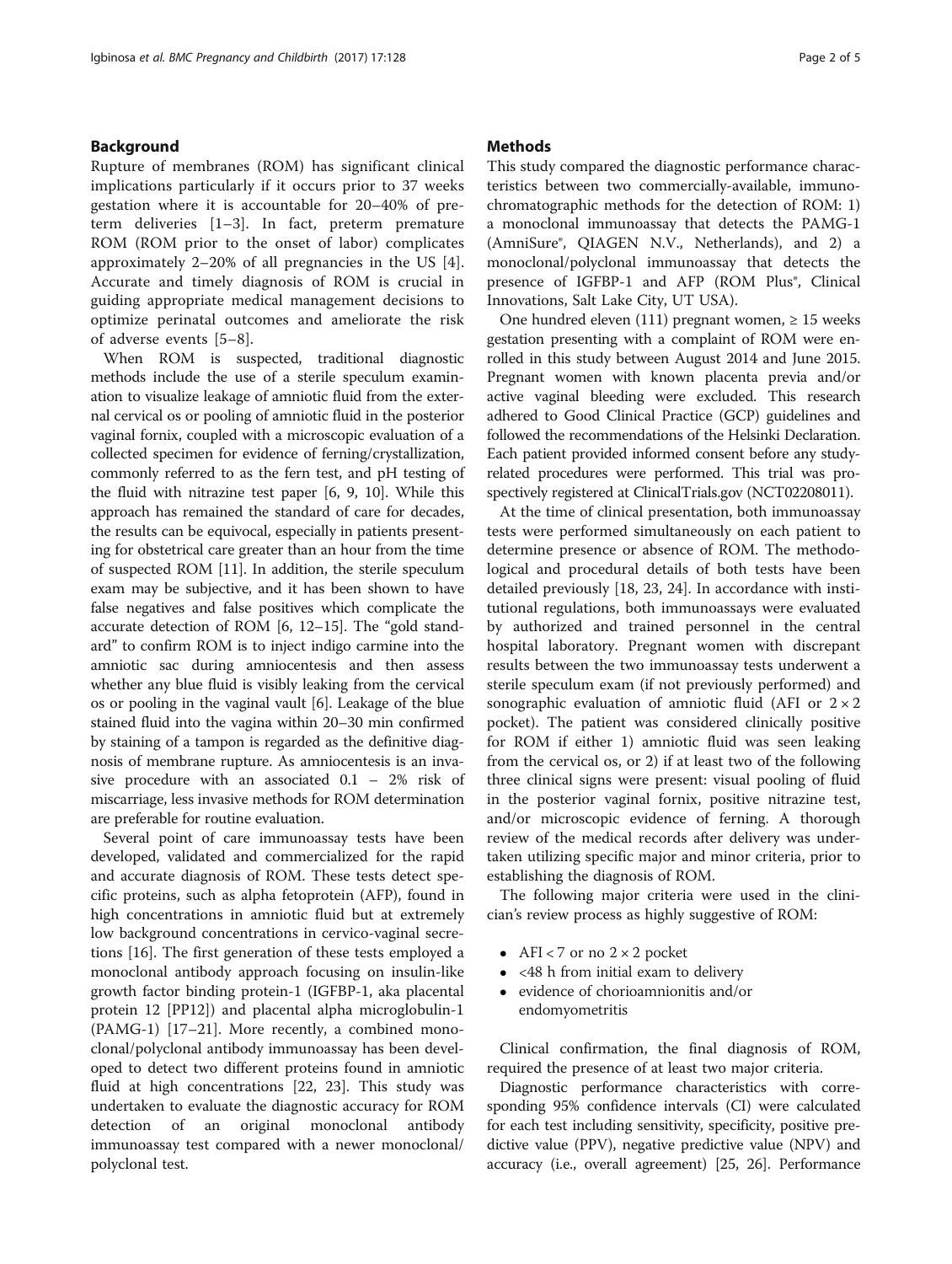## Background

Rupture of membranes (ROM) has significant clinical implications particularly if it occurs prior to 37 weeks gestation where it is accountable for 20–40% of preterm deliveries [1–3]. In fact, preterm premature ROM (ROM prior to the onset of labor) complicates approximately 2–20% of all pregnancies in the US [4]. Accurate and timely diagnosis of ROM is crucial in guiding appropriate medical management decisions to optimize perinatal outcomes and ameliorate the risk of adverse events [5–8].

When ROM is suspected, traditional diagnostic methods include the use of a sterile speculum examination to visualize leakage of amniotic fluid from the external cervical os or pooling of amniotic fluid in the posterior vaginal fornix, coupled with a microscopic evaluation of a collected specimen for evidence of ferning/crystallization, commonly referred to as the fern test, and pH testing of the fluid with nitrazine test paper [6, 9, 10]. While this approach has remained the standard of care for decades, the results can be equivocal, especially in patients presenting for obstetrical care greater than an hour from the time of suspected ROM [11]. In addition, the sterile speculum exam may be subjective, and it has been shown to have false negatives and false positives which complicate the accurate detection of ROM [6, 12–15]. The "gold standard" to confirm ROM is to inject indigo carmine into the amniotic sac during amniocentesis and then assess whether any blue fluid is visibly leaking from the cervical os or pooling in the vaginal vault [6]. Leakage of the blue stained fluid into the vagina within 20–30 min confirmed by staining of a tampon is regarded as the definitive diagnosis of membrane rupture. As amniocentesis is an invasive procedure with an associated 0.1 – 2% risk of miscarriage, less invasive methods for ROM determination are preferable for routine evaluation.

Several point of care immunoassay tests have been developed, validated and commercialized for the rapid and accurate diagnosis of ROM. These tests detect specific proteins, such as alpha fetoprotein (AFP), found in high concentrations in amniotic fluid but at extremely low background concentrations in cervico-vaginal secretions [16]. The first generation of these tests employed a monoclonal antibody approach focusing on insulin-like growth factor binding protein-1 (IGFBP-1, aka placental protein 12 [PP12]) and placental alpha microglobulin-1 (PAMG-1) [17–21]. More recently, a combined monoclonal/polyclonal antibody immunoassay has been developed to detect two different proteins found in amniotic fluid at high concentrations [22, 23]. This study was undertaken to evaluate the diagnostic accuracy for ROM detection of an original monoclonal antibody immunoassay test compared with a newer monoclonal/polyclonal test.

## Methods

This study compared the diagnostic performance characteristics between two commercially-available, immunochromatographic methods for the detection of ROM: 1) a monoclonal immunoassay that detects the PAMG-1 (AmniSure®, QIAGEN N.V., Netherlands), and 2) a monoclonal/polyclonal immunoassay that detects the presence of IGFBP-1 and AFP (ROM Plus®, Clinical Innovations, Salt Lake City, UT USA).

One hundred eleven (111) pregnant women, ≥ 15 weeks gestation presenting with a complaint of ROM were enrolled in this study between August 2014 and June 2015. Pregnant women with known placenta previa and/or active vaginal bleeding were excluded. This research adhered to Good Clinical Practice (GCP) guidelines and followed the recommendations of the Helsinki Declaration. Each patient provided informed consent before any study-related procedures were performed. This trial was prospectively registered at ClinicalTrials.gov (NCT02208011).

At the time of clinical presentation, both immunoassay tests were performed simultaneously on each patient to determine presence or absence of ROM. The methodological and procedural details of both tests have been detailed previously [18, 23, 24]. In accordance with institutional regulations, both immunoassays were evaluated by authorized and trained personnel in the central hospital laboratory. Pregnant women with discrepant results between the two immunoassay tests underwent a sterile speculum exam (if not previously performed) and sonographic evaluation of amniotic fluid (AFI or 2 × 2 pocket). The patient was considered clinically positive for ROM if either 1) amniotic fluid was seen leaking from the cervical os, or 2) if at least two of the following three clinical signs were present: visual pooling of fluid in the posterior vaginal fornix, positive nitrazine test, and/or microscopic evidence of ferning. A thorough review of the medical records after delivery was undertaken utilizing specific major and minor criteria, prior to establishing the diagnosis of ROM.

The following major criteria were used in the clinician's review process as highly suggestive of ROM:

- AFI < 7 or no 2 × 2 pocket
- <48 h from initial exam to delivery
- evidence of chorioamnionitis and/or endomyometritis

Clinical confirmation, the final diagnosis of ROM, required the presence of at least two major criteria.

Diagnostic performance characteristics with corresponding 95% confidence intervals (CI) were calculated for each test including sensitivity, specificity, positive predictive value (PPV), negative predictive value (NPV) and accuracy (i.e., overall agreement) [25, 26]. Performance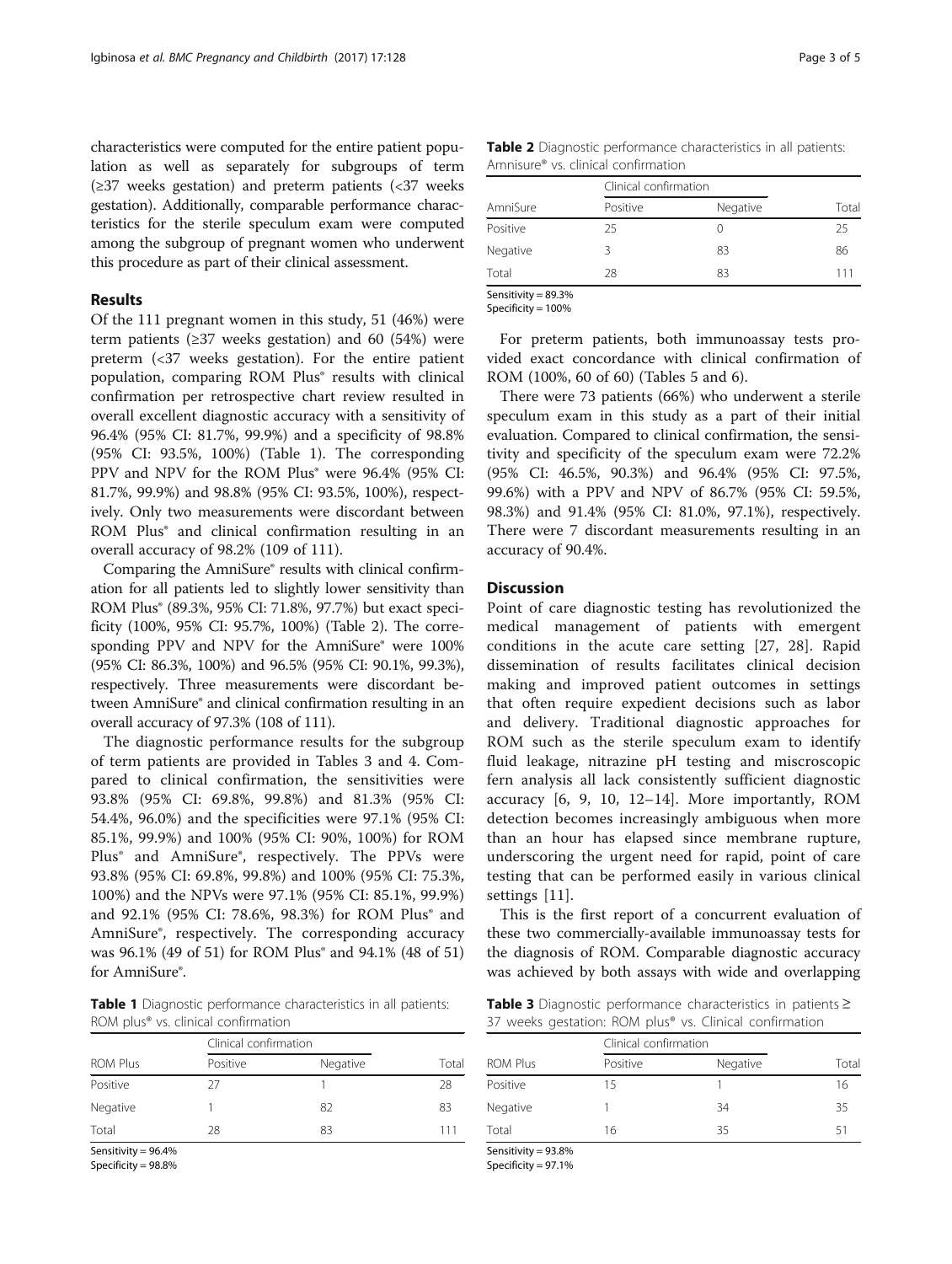characteristics were computed for the entire patient population as well as separately for subgroups of term (≥37 weeks gestation) and preterm patients (<37 weeks gestation). Additionally, comparable performance characteristics for the sterile speculum exam were computed among the subgroup of pregnant women who underwent this procedure as part of their clinical assessment.

## Results

Of the 111 pregnant women in this study, 51 (46%) were term patients (≥37 weeks gestation) and 60 (54%) were preterm (<37 weeks gestation). For the entire patient population, comparing ROM Plus® results with clinical confirmation per retrospective chart review resulted in overall excellent diagnostic accuracy with a sensitivity of 96.4% (95% CI: 81.7%, 99.9%) and a specificity of 98.8% (95% CI: 93.5%, 100%) (Table 1). The corresponding PPV and NPV for the ROM Plus® were 96.4% (95% CI: 81.7%, 99.9%) and 98.8% (95% CI: 93.5%, 100%), respectively. Only two measurements were discordant between ROM Plus® and clinical confirmation resulting in an overall accuracy of 98.2% (109 of 111).

Comparing the AmniSure® results with clinical confirmation for all patients led to slightly lower sensitivity than ROM Plus® (89.3%, 95% CI: 71.8%, 97.7%) but exact specificity (100%, 95% CI: 95.7%, 100%) (Table 2). The corresponding PPV and NPV for the AmniSure® were 100% (95% CI: 86.3%, 100%) and 96.5% (95% CI: 90.1%, 99.3%), respectively. Three measurements were discordant between AmniSure® and clinical confirmation resulting in an overall accuracy of 97.3% (108 of 111).

The diagnostic performance results for the subgroup of term patients are provided in Tables 3 and 4. Compared to clinical confirmation, the sensitivities were 93.8% (95% CI: 69.8%, 99.8%) and 81.3% (95% CI: 54.4%, 96.0%) and the specificities were 97.1% (95% CI: 85.1%, 99.9%) and 100% (95% CI: 90%, 100%) for ROM Plus® and AmniSure®, respectively. The PPVs were 93.8% (95% CI: 69.8%, 99.8%) and 100% (95% CI: 75.3%, 100%) and the NPVs were 97.1% (95% CI: 85.1%, 99.9%) and 92.1% (95% CI: 78.6%, 98.3%) for ROM Plus® and AmniSure®, respectively. The corresponding accuracy was 96.1% (49 of 51) for ROM Plus® and 94.1% (48 of 51) for AmniSure®.

**Table 1** Diagnostic performance characteristics in all patients: ROM plus® vs. clinical confirmation

| ROM Plus | Clinical confirmation | | Total |
|---|---|---|---|
| | Positive | Negative | |
| Positive | 27 | 1 | 28 |
| Negative | 1 | 82 | 83 |
| Total | 28 | 83 | 111 |

Sensitivity = 96.4%
Specificity = 98.8%

**Table 2** Diagnostic performance characteristics in all patients: Amnisure® vs. clinical confirmation

| AmniSure | Clinical confirmation | | Total |
|---|---|---|---|
| | Positive | Negative | |
| Positive | 25 | 0 | 25 |
| Negative | 3 | 83 | 86 |
| Total | 28 | 83 | 111 |

Sensitivity = 89.3%
Specificity = 100%

For preterm patients, both immunoassay tests provided exact concordance with clinical confirmation of ROM (100%, 60 of 60) (Tables 5 and 6).

There were 73 patients (66%) who underwent a sterile speculum exam in this study as a part of their initial evaluation. Compared to clinical confirmation, the sensitivity and specificity of the speculum exam were 72.2% (95% CI: 46.5%, 90.3%) and 96.4% (95% CI: 97.5%, 99.6%) with a PPV and NPV of 86.7% (95% CI: 59.5%, 98.3%) and 91.4% (95% CI: 81.0%, 97.1%), respectively. There were 7 discordant measurements resulting in an accuracy of 90.4%.

## Discussion

Point of care diagnostic testing has revolutionized the medical management of patients with emergent conditions in the acute care setting [27, 28]. Rapid dissemination of results facilitates clinical decision making and improved patient outcomes in settings that often require expedient decisions such as labor and delivery. Traditional diagnostic approaches for ROM such as the sterile speculum exam to identify fluid leakage, nitrazine pH testing and miscroscopic fern analysis all lack consistently sufficient diagnostic accuracy [6, 9, 10, 12–14]. More importantly, ROM detection becomes increasingly ambiguous when more than an hour has elapsed since membrane rupture, underscoring the urgent need for rapid, point of care testing that can be performed easily in various clinical settings [11].

This is the first report of a concurrent evaluation of these two commercially-available immunoassay tests for the diagnosis of ROM. Comparable diagnostic accuracy was achieved by both assays with wide and overlapping

**Table 3** Diagnostic performance characteristics in patients ≥ 37 weeks gestation: ROM plus® vs. Clinical confirmation

| ROM Plus | Clinical confirmation | | Total |
|---|---|---|---|
| | Positive | Negative | |
| Positive | 15 | 1 | 16 |
| Negative | 1 | 34 | 35 |
| Total | 16 | 35 | 51 |

Sensitivity = 93.8%
Specificity = 97.1%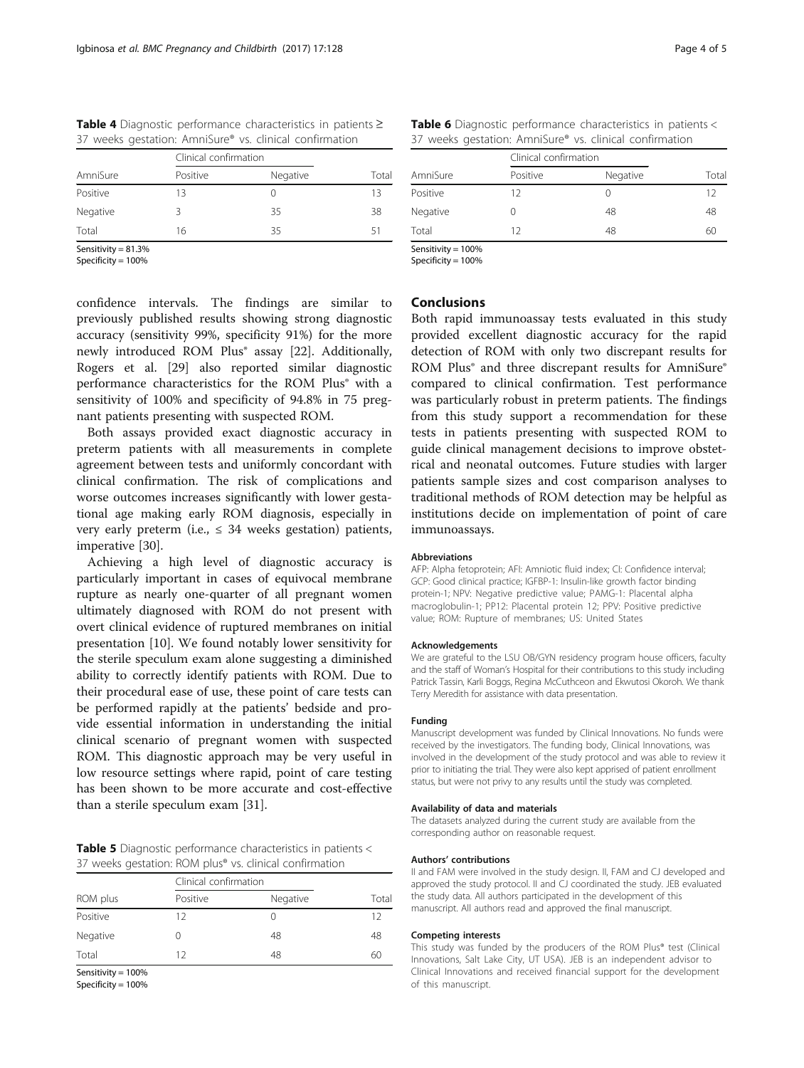**Table 4** Diagnostic performance characteristics in patients ≥ 37 weeks gestation: AmniSure® vs. clinical confirmation

| AmniSure | Clinical confirmation | | Total |
|---|---|---|---|
| | Positive | Negative | |
| Positive | 13 | 0 | 13 |
| Negative | 3 | 35 | 38 |
| Total | 16 | 35 | 51 |

Sensitivity = 81.3%
Specificity = 100%

confidence intervals. The findings are similar to previously published results showing strong diagnostic accuracy (sensitivity 99%, specificity 91%) for the more newly introduced ROM Plus® assay [22]. Additionally, Rogers et al. [29] also reported similar diagnostic performance characteristics for the ROM Plus® with a sensitivity of 100% and specificity of 94.8% in 75 pregnant patients presenting with suspected ROM.

Both assays provided exact diagnostic accuracy in preterm patients with all measurements in complete agreement between tests and uniformly concordant with clinical confirmation. The risk of complications and worse outcomes increases significantly with lower gestational age making early ROM diagnosis, especially in very early preterm (i.e., ≤ 34 weeks gestation) patients, imperative [30].

Achieving a high level of diagnostic accuracy is particularly important in cases of equivocal membrane rupture as nearly one-quarter of all pregnant women ultimately diagnosed with ROM do not present with overt clinical evidence of ruptured membranes on initial presentation [10]. We found notably lower sensitivity for the sterile speculum exam alone suggesting a diminished ability to correctly identify patients with ROM. Due to their procedural ease of use, these point of care tests can be performed rapidly at the patients' bedside and provide essential information in understanding the initial clinical scenario of pregnant women with suspected ROM. This diagnostic approach may be very useful in low resource settings where rapid, point of care testing has been shown to be more accurate and cost-effective than a sterile speculum exam [31].

**Table 5** Diagnostic performance characteristics in patients < 37 weeks gestation: ROM plus® vs. clinical confirmation

| ROM plus | Clinical confirmation | | Total |
|---|---|---|---|
| | Positive | Negative | |
| Positive | 12 | 0 | 12 |
| Negative | 0 | 48 | 48 |
| Total | 12 | 48 | 60 |

Sensitivity = 100%
Specificity = 100%

**Table 6** Diagnostic performance characteristics in patients < 37 weeks gestation: AmniSure® vs. clinical confirmation

| AmniSure | Clinical confirmation | | Total |
|---|---|---|---|
| | Positive | Negative | |
| Positive | 12 | 0 | 12 |
| Negative | 0 | 48 | 48 |
| Total | 12 | 48 | 60 |

Sensitivity = 100%
Specificity = 100%

## Conclusions

Both rapid immunoassay tests evaluated in this study provided excellent diagnostic accuracy for the rapid detection of ROM with only two discrepant results for ROM Plus® and three discrepant results for AmniSure® compared to clinical confirmation. Test performance was particularly robust in preterm patients. The findings from this study support a recommendation for these tests in patients presenting with suspected ROM to guide clinical management decisions to improve obstetrical and neonatal outcomes. Future studies with larger patients sample sizes and cost comparison analyses to traditional methods of ROM detection may be helpful as institutions decide on implementation of point of care immunoassays.

#### Abbreviations

AFP: Alpha fetoprotein; AFI: Amniotic fluid index; CI: Confidence interval; GCP: Good clinical practice; IGFBP-1: Insulin-like growth factor binding protein-1; NPV: Negative predictive value; PAMG-1: Placental alpha macroglobulin-1; PP12: Placental protein 12; PPV: Positive predictive value; ROM: Rupture of membranes; US: United States

#### Acknowledgements

We are grateful to the LSU OB/GYN residency program house officers, faculty and the staff of Woman's Hospital for their contributions to this study including Patrick Tassin, Karli Boggs, Regina McCuthceon and Ekwutosi Okoroh. We thank Terry Meredith for assistance with data presentation.

#### Funding

Manuscript development was funded by Clinical Innovations. No funds were received by the investigators. The funding body, Clinical Innovations, was involved in the development of the study protocol and was able to review it prior to initiating the trial. They were also kept apprised of patient enrollment status, but were not privy to any results until the study was completed.

#### Availability of data and materials

The datasets analyzed during the current study are available from the corresponding author on reasonable request.

#### Authors' contributions

II and FAM were involved in the study design. II, FAM and CJ developed and approved the study protocol. II and CJ coordinated the study. JEB evaluated the study data. All authors participated in the development of this manuscript. All authors read and approved the final manuscript.

#### Competing interests

This study was funded by the producers of the ROM Plus® test (Clinical Innovations, Salt Lake City, UT USA). JEB is an independent advisor to Clinical Innovations and received financial support for the development of this manuscript.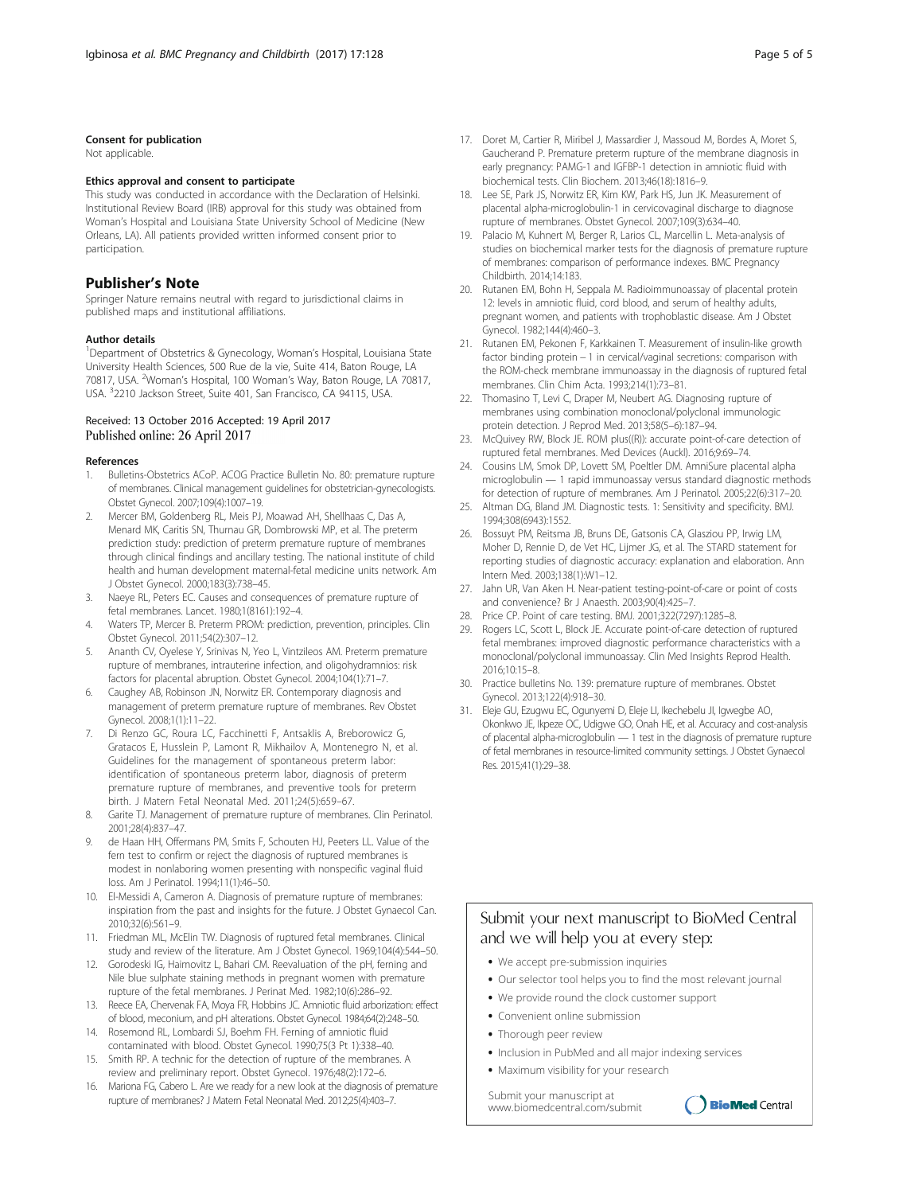### Consent for publication

Not applicable.

### Ethics approval and consent to participate

This study was conducted in accordance with the Declaration of Helsinki. Institutional Review Board (IRB) approval for this study was obtained from Woman's Hospital and Louisiana State University School of Medicine (New Orleans, LA). All patients provided written informed consent prior to participation.

## Publisher's Note

Springer Nature remains neutral with regard to jurisdictional claims in published maps and institutional affiliations.

### Author details

[1]Department of Obstetrics & Gynecology, Woman's Hospital, Louisiana State University Health Sciences, 500 Rue de la vie, Suite 414, Baton Rouge, LA 70817, USA. [2]Woman's Hospital, 100 Woman's Way, Baton Rouge, LA 70817, USA. [3]2210 Jackson Street, Suite 401, San Francisco, CA 94115, USA.

Received: 13 October 2016 Accepted: 19 April 2017
Published online: 26 April 2017

### References

1. Bulletins-Obstetrics ACoP. ACOG Practice Bulletin No. 80: premature rupture of membranes. Clinical management guidelines for obstetrician-gynecologists. Obstet Gynecol. 2007;109(4):1007–19.
2. Mercer BM, Goldenberg RL, Meis PJ, Moawad AH, Shellhaas C, Das A, Menard MK, Caritis SN, Thurnau GR, Dombrowski MP, et al. The preterm prediction study: prediction of preterm premature rupture of membranes through clinical findings and ancillary testing. The national institute of child health and human development maternal-fetal medicine units network. Am J Obstet Gynecol. 2000;183(3):738–45.
3. Naeye RL, Peters EC. Causes and consequences of premature rupture of fetal membranes. Lancet. 1980;1(8161):192–4.
4. Waters TP, Mercer B. Preterm PROM: prediction, prevention, principles. Clin Obstet Gynecol. 2011;54(2):307–12.
5. Ananth CV, Oyelese Y, Srinivas N, Yeo L, Vintzileos AM. Preterm premature rupture of membranes, intrauterine infection, and oligohydramnios: risk factors for placental abruption. Obstet Gynecol. 2004;104(1):71–7.
6. Caughey AB, Robinson JN, Norwitz ER. Contemporary diagnosis and management of preterm premature rupture of membranes. Rev Obstet Gynecol. 2008;1(1):11–22.
7. Di Renzo GC, Roura LC, Facchinetti F, Antsaklis A, Breborowicz G, Gratacos E, Husslein P, Lamont R, Mikhailov A, Montenegro N, et al. Guidelines for the management of spontaneous preterm labor: identification of spontaneous preterm labor, diagnosis of preterm premature rupture of membranes, and preventive tools for preterm birth. J Matern Fetal Neonatal Med. 2011;24(5):659–67.
8. Garite TJ. Management of premature rupture of membranes. Clin Perinatol. 2001;28(4):837–47.
9. de Haan HH, Offermans PM, Smits F, Schouten HJ, Peeters LL. Value of the fern test to confirm or reject the diagnosis of ruptured membranes is modest in nonlaboring women presenting with nonspecific vaginal fluid loss. Am J Perinatol. 1994;11(1):46–50.
10. El-Messidi A, Cameron A. Diagnosis of premature rupture of membranes: inspiration from the past and insights for the future. J Obstet Gynaecol Can. 2010;32(6):561–9.
11. Friedman ML, McElin TW. Diagnosis of ruptured fetal membranes. Clinical study and review of the literature. Am J Obstet Gynecol. 1969;104(4):544–50.
12. Gorodeski IG, Haimovitz L, Bahari CM. Reevaluation of the pH, ferning and Nile blue sulphate staining methods in pregnant women with premature rupture of the fetal membranes. J Perinat Med. 1982;10(6):286–92.
13. Reece EA, Chervenak FA, Moya FR, Hobbins JC. Amniotic fluid arborization: effect of blood, meconium, and pH alterations. Obstet Gynecol. 1984;64(2):248–50.
14. Rosemond RL, Lombardi SJ, Boehm FH. Ferning of amniotic fluid contaminated with blood. Obstet Gynecol. 1990;75(3 Pt 1):338–40.
15. Smith RP. A technic for the detection of rupture of the membranes. A review and preliminary report. Obstet Gynecol. 1976;48(2):172–6.
16. Mariona FG, Cabero L. Are we ready for a new look at the diagnosis of premature rupture of membranes? J Matern Fetal Neonatal Med. 2012;25(4):403–7.
17. Doret M, Cartier R, Miribel J, Massardier J, Massoud M, Bordes A, Moret S, Gaucherand P. Premature preterm rupture of the membrane diagnosis in early pregnancy: PAMG-1 and IGFBP-1 detection in amniotic fluid with biochemical tests. Clin Biochem. 2013;46(18):1816–9.
18. Lee SE, Park JS, Norwitz ER, Kim KW, Park HS, Jun JK. Measurement of placental alpha-microglobulin-1 in cervicovaginal discharge to diagnose rupture of membranes. Obstet Gynecol. 2007;109(3):634–40.
19. Palacio M, Kuhnert M, Berger R, Larios CL, Marcellin L. Meta-analysis of studies on biochemical marker tests for the diagnosis of premature rupture of membranes: comparison of performance indexes. BMC Pregnancy Childbirth. 2014;14:183.
20. Rutanen EM, Bohn H, Seppala M. Radioimmunoassay of placental protein 12: levels in amniotic fluid, cord blood, and serum of healthy adults, pregnant women, and patients with trophoblastic disease. Am J Obstet Gynecol. 1982;144(4):460–3.
21. Rutanen EM, Pekonen F, Karkkainen T. Measurement of insulin-like growth factor binding protein – 1 in cervical/vaginal secretions: comparison with the ROM-check membrane immunoassay in the diagnosis of ruptured fetal membranes. Clin Chim Acta. 1993;214(1):73–81.
22. Thomasino T, Levi C, Draper M, Neubert AG. Diagnosing rupture of membranes using combination monoclonal/polyclonal immunologic protein detection. J Reprod Med. 2013;58(5–6):187–94.
23. McQuivey RW, Block JE. ROM plus((R)): accurate point-of-care detection of ruptured fetal membranes. Med Devices (Auckl). 2016;9:69–74.
24. Cousins LM, Smok DP, Lovett SM, Poeltler DM. AmniSure placental alpha microglobulin — 1 rapid immunoassay versus standard diagnostic methods for detection of rupture of membranes. Am J Perinatol. 2005;22(6):317–20.
25. Altman DG, Bland JM. Diagnostic tests. 1: Sensitivity and specificity. BMJ. 1994;308(6943):1552.
26. Bossuyt PM, Reitsma JB, Bruns DE, Gatsonis CA, Glasziou PP, Irwig LM, Moher D, Rennie D, de Vet HC, Lijmer JG, et al. The STARD statement for reporting studies of diagnostic accuracy: explanation and elaboration. Ann Intern Med. 2003;138(1):W1–12.
27. Jahn UR, Van Aken H. Near-patient testing-point-of-care or point of costs and convenience? Br J Anaesth. 2003;90(4):425–7.
28. Price CP. Point of care testing. BMJ. 2001;322(7297):1285–8.
29. Rogers LC, Scott L, Block JE. Accurate point-of-care detection of ruptured fetal membranes: improved diagnostic performance characteristics with a monoclonal/polyclonal immunoassay. Clin Med Insights Reprod Health. 2016;10:15–8.
30. Practice bulletins No. 139: premature rupture of membranes. Obstet Gynecol. 2013;122(4):918–30.
31. Eleje GU, Ezugwu EC, Ogunyemi D, Eleje LI, Ikechebelu JI, Igwegbe AO, Okonkwo JE, Ikpeze OC, Udigwe GO, Onah HE, et al. Accuracy and cost-analysis of placental alpha-microglobulin — 1 test in the diagnosis of premature rupture of fetal membranes in resource-limited community settings. J Obstet Gynaecol Res. 2015;41(1):29–38.

Submit your next manuscript to BioMed Central and we will help you at every step:

- We accept pre-submission inquiries
- Our selector tool helps you to find the most relevant journal
- We provide round the clock customer support
- Convenient online submission
- Thorough peer review
- Inclusion in PubMed and all major indexing services
- Maximum visibility for your research

Submit your manuscript at
www.biomedcentral.com/submit

BioMed Central